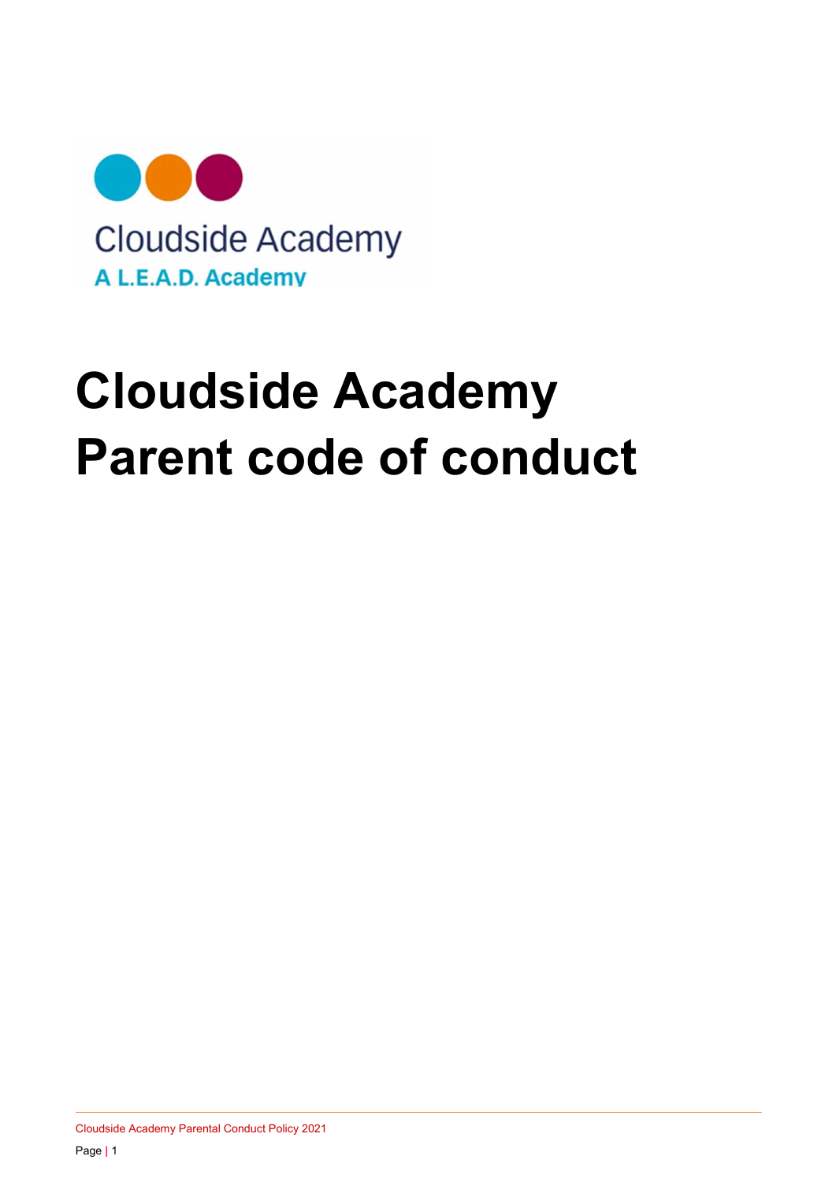Cloudside Academy

A L.E.A.D. Academy

# Cloudside Academy Parent code of conduct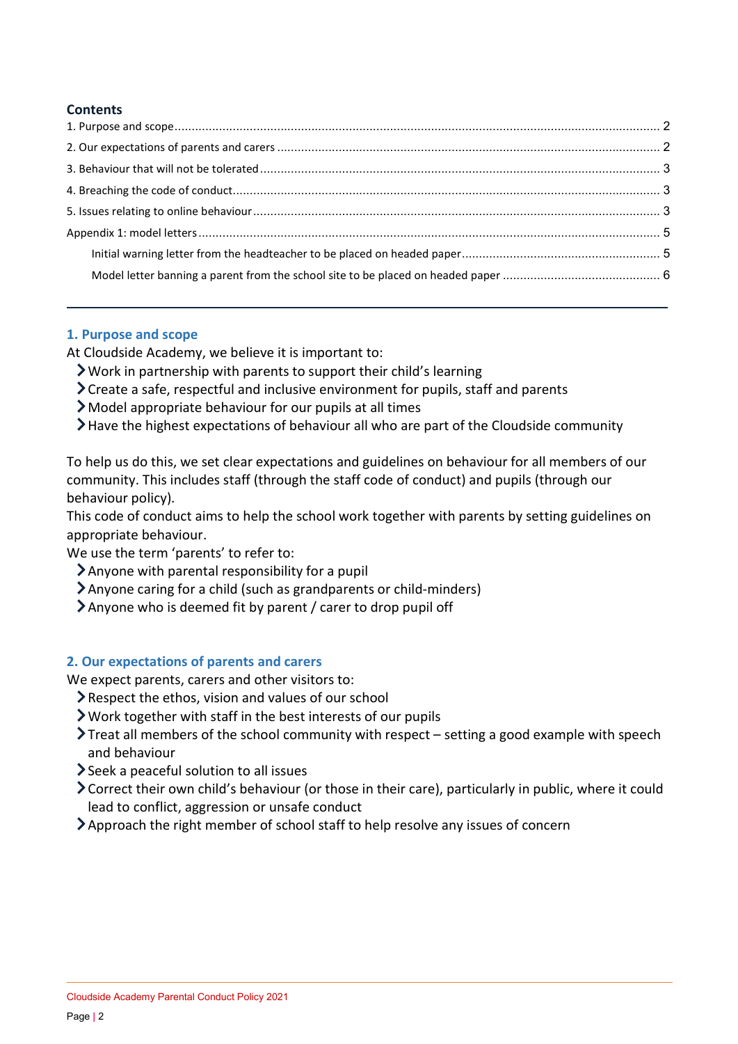## Contents

1. Purpose and scope ..... 2
2. Our expectations of parents and carers ..... 2
3. Behaviour that will not be tolerated ..... 3
4. Breaching the code of conduct ..... 3
5. Issues relating to online behaviour ..... 3

Appendix 1: model letters ..... 5

- Initial warning letter from the headteacher to be placed on headed paper ..... 5
- Model letter banning a parent from the school site to be placed on headed paper ..... 6

---

## 1. Purpose and scope

At Cloudside Academy, we believe it is important to:

- Work in partnership with parents to support their child's learning
- Create a safe, respectful and inclusive environment for pupils, staff and parents
- Model appropriate behaviour for our pupils at all times
- Have the highest expectations of behaviour all who are part of the Cloudside community

To help us do this, we set clear expectations and guidelines on behaviour for all members of our community. This includes staff (through the staff code of conduct) and pupils (through our behaviour policy).

This code of conduct aims to help the school work together with parents by setting guidelines on appropriate behaviour.

We use the term 'parents' to refer to:

- Anyone with parental responsibility for a pupil
- Anyone caring for a child (such as grandparents or child-minders)
- Anyone who is deemed fit by parent / carer to drop pupil off

## 2. Our expectations of parents and carers

We expect parents, carers and other visitors to:

- Respect the ethos, vision and values of our school
- Work together with staff in the best interests of our pupils
- Treat all members of the school community with respect – setting a good example with speech and behaviour
- Seek a peaceful solution to all issues
- Correct their own child's behaviour (or those in their care), particularly in public, where it could lead to conflict, aggression or unsafe conduct
- Approach the right member of school staff to help resolve any issues of concern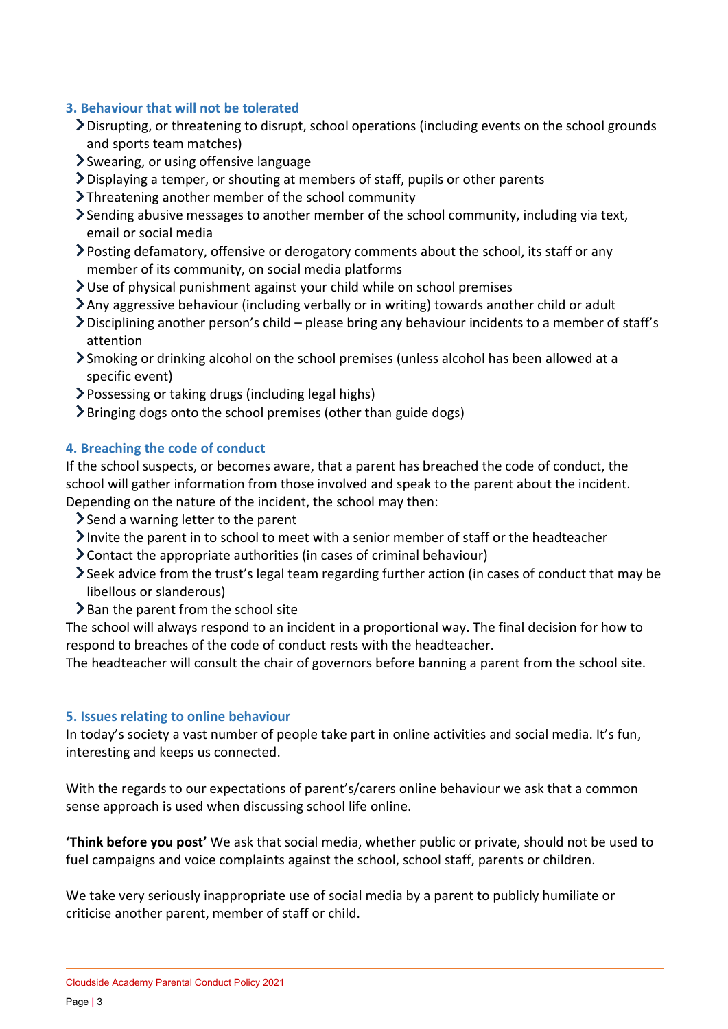## 3. Behaviour that will not be tolerated

- Disrupting, or threatening to disrupt, school operations (including events on the school grounds and sports team matches)
- Swearing, or using offensive language
- Displaying a temper, or shouting at members of staff, pupils or other parents
- Threatening another member of the school community
- Sending abusive messages to another member of the school community, including via text, email or social media
- Posting defamatory, offensive or derogatory comments about the school, its staff or any member of its community, on social media platforms
- Use of physical punishment against your child while on school premises
- Any aggressive behaviour (including verbally or in writing) towards another child or adult
- Disciplining another person's child – please bring any behaviour incidents to a member of staff's attention
- Smoking or drinking alcohol on the school premises (unless alcohol has been allowed at a specific event)
- Possessing or taking drugs (including legal highs)
- Bringing dogs onto the school premises (other than guide dogs)

## 4. Breaching the code of conduct

If the school suspects, or becomes aware, that a parent has breached the code of conduct, the school will gather information from those involved and speak to the parent about the incident. Depending on the nature of the incident, the school may then:

- Send a warning letter to the parent
- Invite the parent in to school to meet with a senior member of staff or the headteacher
- Contact the appropriate authorities (in cases of criminal behaviour)
- Seek advice from the trust's legal team regarding further action (in cases of conduct that may be libellous or slanderous)
- Ban the parent from the school site

The school will always respond to an incident in a proportional way. The final decision for how to respond to breaches of the code of conduct rests with the headteacher.

The headteacher will consult the chair of governors before banning a parent from the school site.

## 5. Issues relating to online behaviour

In today's society a vast number of people take part in online activities and social media. It's fun, interesting and keeps us connected.

With the regards to our expectations of parent's/carers online behaviour we ask that a common sense approach is used when discussing school life online.

**'Think before you post'** We ask that social media, whether public or private, should not be used to fuel campaigns and voice complaints against the school, school staff, parents or children.

We take very seriously inappropriate use of social media by a parent to publicly humiliate or criticise another parent, member of staff or child.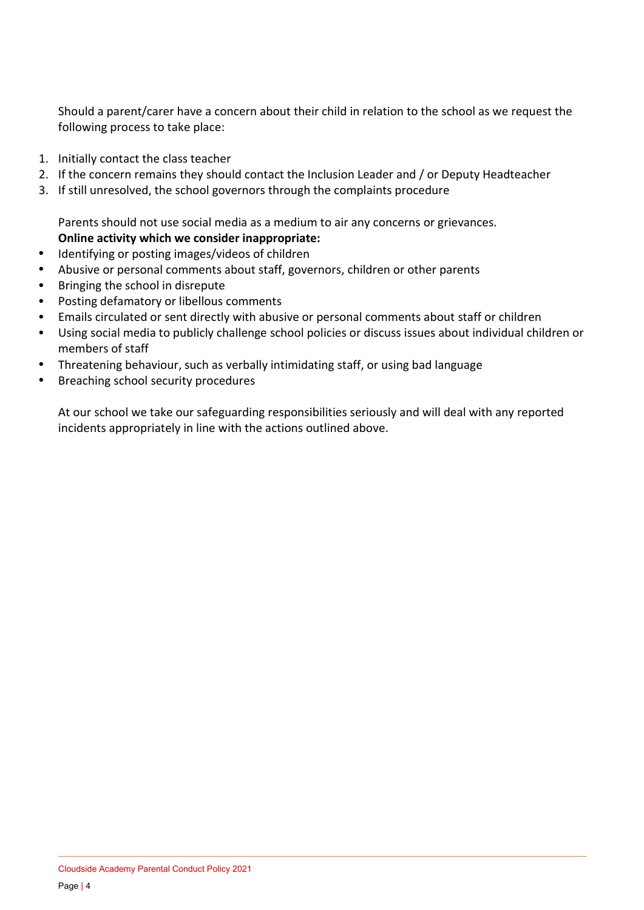Should a parent/carer have a concern about their child in relation to the school as we request the following process to take place:

1. Initially contact the class teacher
2. If the concern remains they should contact the Inclusion Leader and / or Deputy Headteacher
3. If still unresolved, the school governors through the complaints procedure

Parents should not use social media as a medium to air any concerns or grievances.

**Online activity which we consider inappropriate:**

- Identifying or posting images/videos of children
- Abusive or personal comments about staff, governors, children or other parents
- Bringing the school in disrepute
- Posting defamatory or libellous comments
- Emails circulated or sent directly with abusive or personal comments about staff or children
- Using social media to publicly challenge school policies or discuss issues about individual children or members of staff
- Threatening behaviour, such as verbally intimidating staff, or using bad language
- Breaching school security procedures

At our school we take our safeguarding responsibilities seriously and will deal with any reported incidents appropriately in line with the actions outlined above.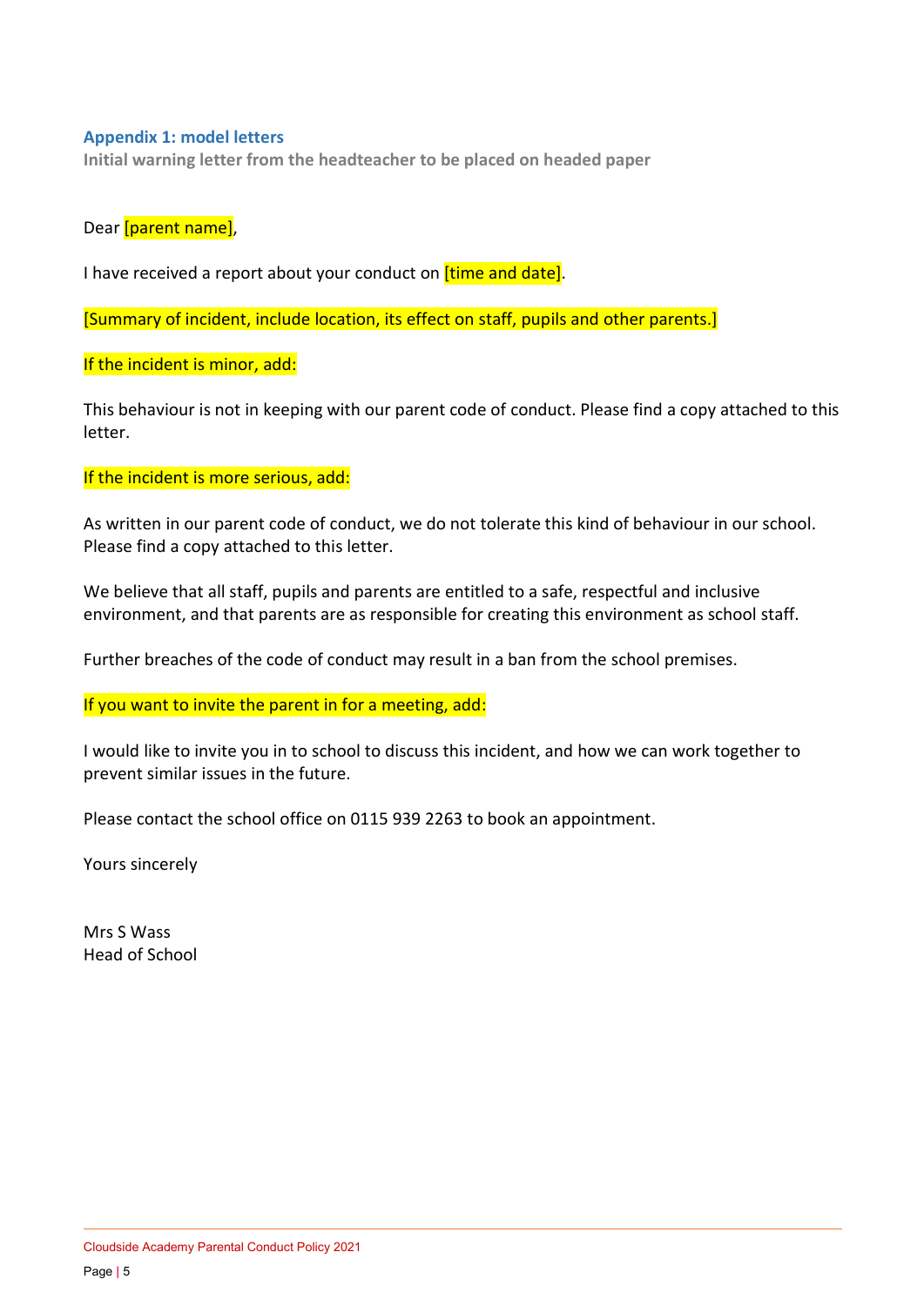## Appendix 1: model letters

**Initial warning letter from the headteacher to be placed on headed paper**

Dear [parent name],

I have received a report about your conduct on [time and date].

[Summary of incident, include location, its effect on staff, pupils and other parents.]

If the incident is minor, add:

This behaviour is not in keeping with our parent code of conduct. Please find a copy attached to this letter.

If the incident is more serious, add:

As written in our parent code of conduct, we do not tolerate this kind of behaviour in our school. Please find a copy attached to this letter.

We believe that all staff, pupils and parents are entitled to a safe, respectful and inclusive environment, and that parents are as responsible for creating this environment as school staff.

Further breaches of the code of conduct may result in a ban from the school premises.

If you want to invite the parent in for a meeting, add:

I would like to invite you in to school to discuss this incident, and how we can work together to prevent similar issues in the future.

Please contact the school office on 0115 939 2263 to book an appointment.

Yours sincerely

Mrs S Wass
Head of School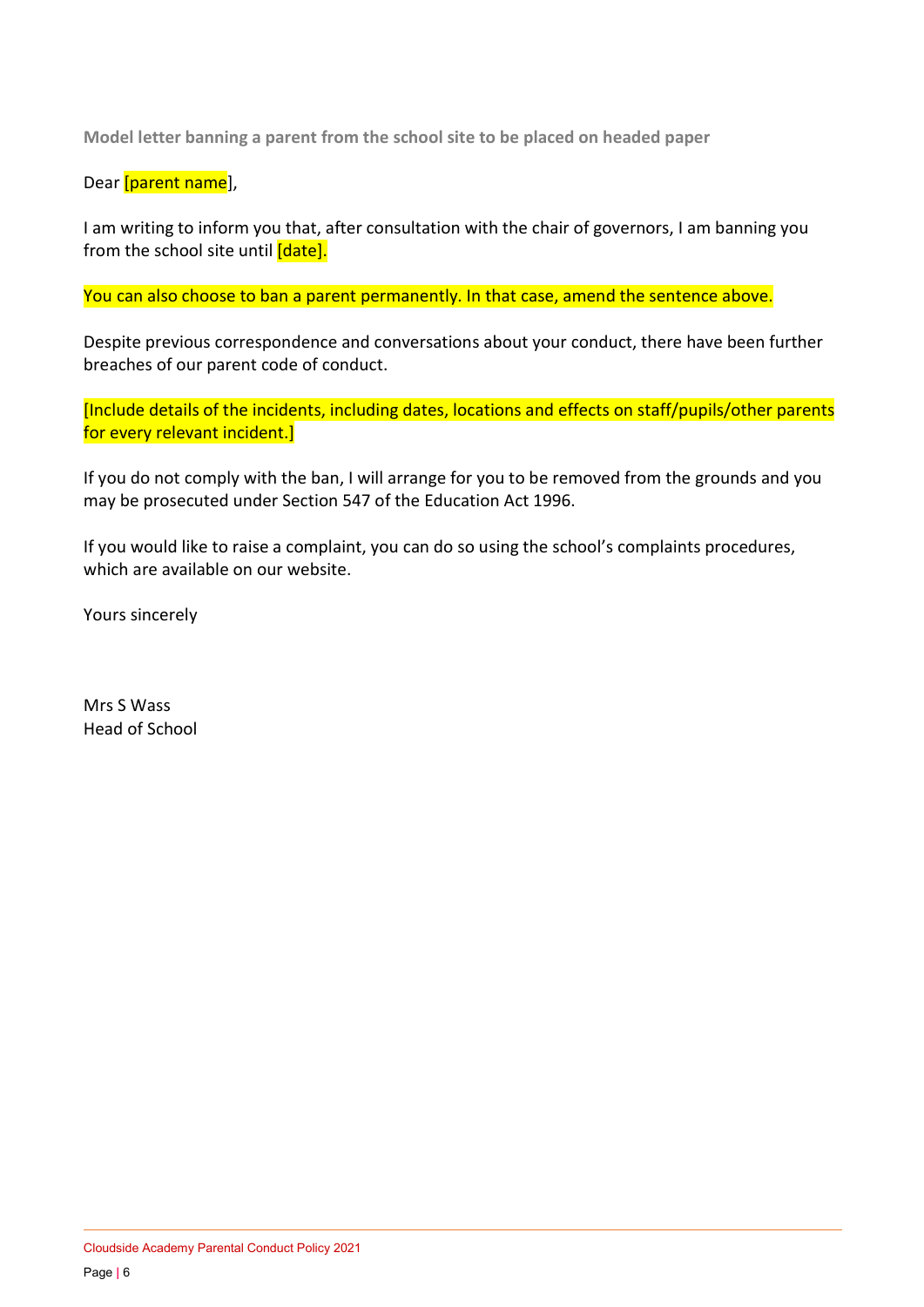**Model letter banning a parent from the school site to be placed on headed paper**

Dear [parent name],

I am writing to inform you that, after consultation with the chair of governors, I am banning you from the school site until [date].

You can also choose to ban a parent permanently. In that case, amend the sentence above.

Despite previous correspondence and conversations about your conduct, there have been further breaches of our parent code of conduct.

[Include details of the incidents, including dates, locations and effects on staff/pupils/other parents for every relevant incident.]

If you do not comply with the ban, I will arrange for you to be removed from the grounds and you may be prosecuted under Section 547 of the Education Act 1996.

If you would like to raise a complaint, you can do so using the school's complaints procedures, which are available on our website.

Yours sincerely

Mrs S Wass
Head of School